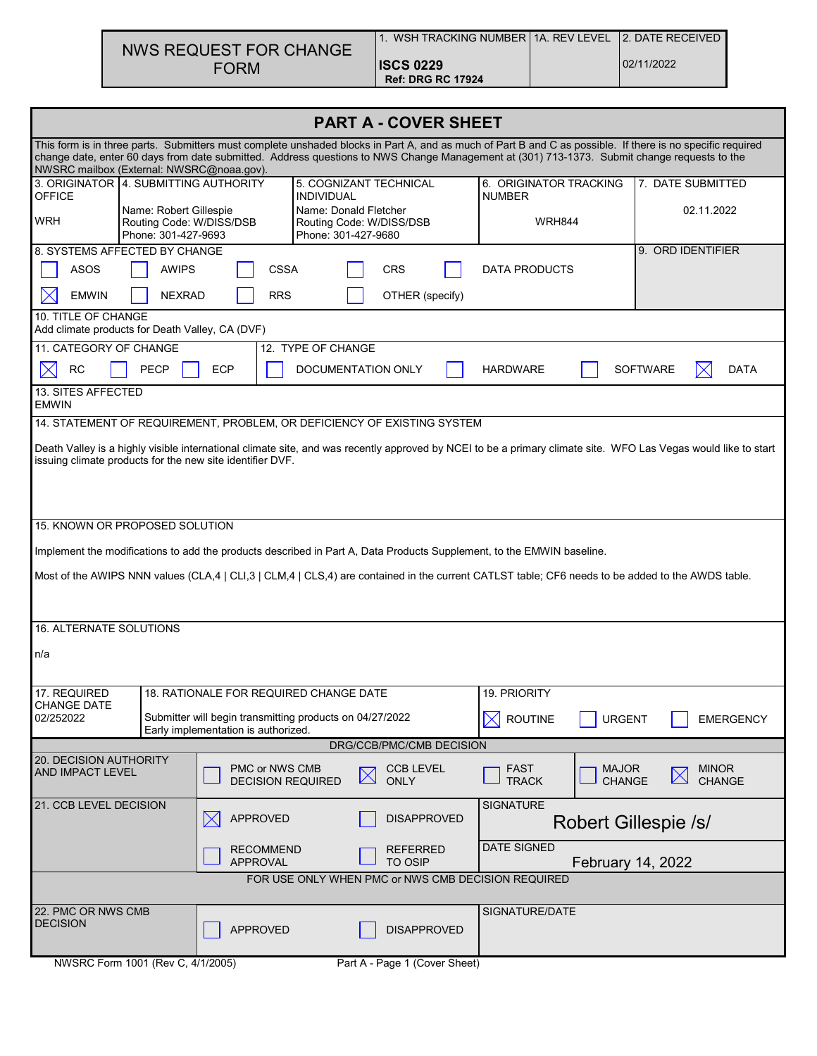# NWS REQUEST FOR CHANGE FORM

| 1. WSH TRACKING NUMBER | 1A. REV LEVEL | 2. DATE RECEIVED |
|---|---|---|
| **ISCS 0229** **Ref: DRG RC 17924** | | 02/11/2022 |

## PART A - COVER SHEET

This form is in three parts. Submitters must complete unshaded blocks in Part A, and as much of Part B and C as possible. If there is no specific required change date, enter 60 days from date submitted. Address questions to NWS Change Management at (301) 713-1373. Submit change requests to the NWSRC mailbox (External: NWSRC@noaa.gov).

| 3. ORIGINATOR OFFICE | 4. SUBMITTING AUTHORITY | 5. COGNIZANT TECHNICAL INDIVIDUAL | 6. ORIGINATOR TRACKING NUMBER | 7. DATE SUBMITTED |
|---|---|---|---|---|
| WRH | Name: Robert Gillespie<br>Routing Code: W/DISS/DSB<br>Phone: 301-427-9693 | Name: Donald Fletcher<br>Routing Code: W/DISS/DSB<br>Phone: 301-427-9680 | WRH844 | 02.11.2022 |

**8. SYSTEMS AFFECTED BY CHANGE**

- [ ] ASOS
- [ ] AWIPS
- [ ] CSSA
- [ ] CRS
- [ ] DATA PRODUCTS
- [x] EMWIN
- [ ] NEXRAD
- [ ] RRS
- [ ] OTHER (specify)

**9. ORD IDENTIFIER**

**10. TITLE OF CHANGE**

Add climate products for Death Valley, CA (DVF)

**11. CATEGORY OF CHANGE**

- [x] RC
- [ ] PECP
- [ ] ECP

**12. TYPE OF CHANGE**

- [ ] DOCUMENTATION ONLY
- [ ] HARDWARE
- [ ] SOFTWARE
- [x] DATA

**13. SITES AFFECTED**

EMWIN

**14. STATEMENT OF REQUIREMENT, PROBLEM, OR DEFICIENCY OF EXISTING SYSTEM**

Death Valley is a highly visible international climate site, and was recently approved by NCEI to be a primary climate site. WFO Las Vegas would like to start issuing climate products for the new site identifier DVF.

**15. KNOWN OR PROPOSED SOLUTION**

Implement the modifications to add the products described in Part A, Data Products Supplement, to the EMWIN baseline.

Most of the AWIPS NNN values (CLA,4 | CLI,3 | CLM,4 | CLS,4) are contained in the current CATLST table; CF6 needs to be added to the AWDS table.

**16. ALTERNATE SOLUTIONS**

n/a

| 17. REQUIRED CHANGE DATE | 18. RATIONALE FOR REQUIRED CHANGE DATE | 19. PRIORITY |
|---|---|---|
| 02/252022 | Submitter will begin transmitting products on 04/27/2022<br>Early implementation is authorized. | [x] ROUTINE [ ] URGENT [ ] EMERGENCY |

**DRG/CCB/PMC/CMB DECISION**

**20. DECISION AUTHORITY AND IMPACT LEVEL**

- [ ] PMC or NWS CMB DECISION REQUIRED
- [x] CCB LEVEL ONLY
- [ ] FAST TRACK
- [ ] MAJOR CHANGE
- [x] MINOR CHANGE

**21. CCB LEVEL DECISION**

- [x] APPROVED
- [ ] DISAPPROVED
- [ ] RECOMMEND APPROVAL
- [ ] REFERRED TO OSIP

SIGNATURE: Robert Gillespie /s/

DATE SIGNED: February 14, 2022

**FOR USE ONLY WHEN PMC or NWS CMB DECISION REQUIRED**

**22. PMC OR NWS CMB DECISION**

- [ ] APPROVED
- [ ] DISAPPROVED

SIGNATURE/DATE:

NWSRC Form 1001 (Rev C, 4/1/2005) Part A - Page 1 (Cover Sheet)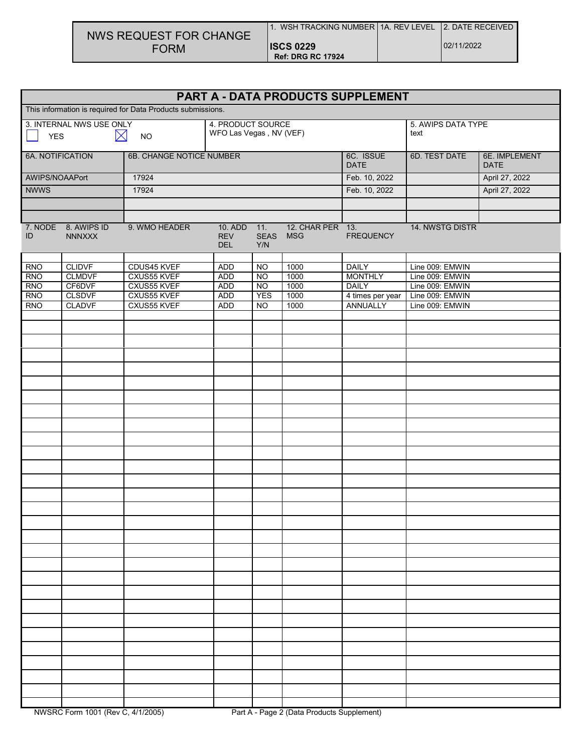# NWS REQUEST FOR CHANGE FORM

| 1. WSH TRACKING NUMBER | 1A. REV LEVEL | 2. DATE RECEIVED |
|---|---|---|
| **ISCS 0229** **Ref: DRG RC 17924** | | 02/11/2022 |

## PART A - DATA PRODUCTS SUPPLEMENT

This information is required for Data Products submissions.

| 3. INTERNAL NWS USE ONLY | 4. PRODUCT SOURCE | 5. AWIPS DATA TYPE |
|---|---|---|
| ☐ YES ☒ NO | WFO Las Vegas , NV (VEF) | text |

| 6A. NOTIFICATION | 6B. CHANGE NOTICE NUMBER | 6C. ISSUE DATE | 6D. TEST DATE | 6E. IMPLEMENT DATE |
|---|---|---|---|---|
| AWIPS/NOAAPort | 17924 | Feb. 10, 2022 | | April 27, 2022 |
| NWWS | 17924 | Feb. 10, 2022 | | April 27, 2022 |

| 7. NODE ID | 8. AWIPS ID NNNXXX | 9. WMO HEADER | 10. ADD REV DEL | 11. SEAS Y/N | 12. CHAR PER MSG | 13. FREQUENCY | 14. NWSTG DISTR |
|---|---|---|---|---|---|---|---|
| RNO | CLIDVF | CDUS45 KVEF | ADD | NO | 1000 | DAILY | Line 009: EMWIN |
| RNO | CLMDVF | CXUS55 KVEF | ADD | NO | 1000 | MONTHLY | Line 009: EMWIN |
| RNO | CF6DVF | CXUS55 KVEF | ADD | NO | 1000 | DAILY | Line 009: EMWIN |
| RNO | CLSDVF | CXUS55 KVEF | ADD | YES | 1000 | 4 times per year | Line 009: EMWIN |
| RNO | CLADVF | CXUS55 KVEF | ADD | NO | 1000 | ANNUALLY | Line 009: EMWIN |

NWSRC Form 1001 (Rev C, 4/1/2005) Part A - Page 2 (Data Products Supplement)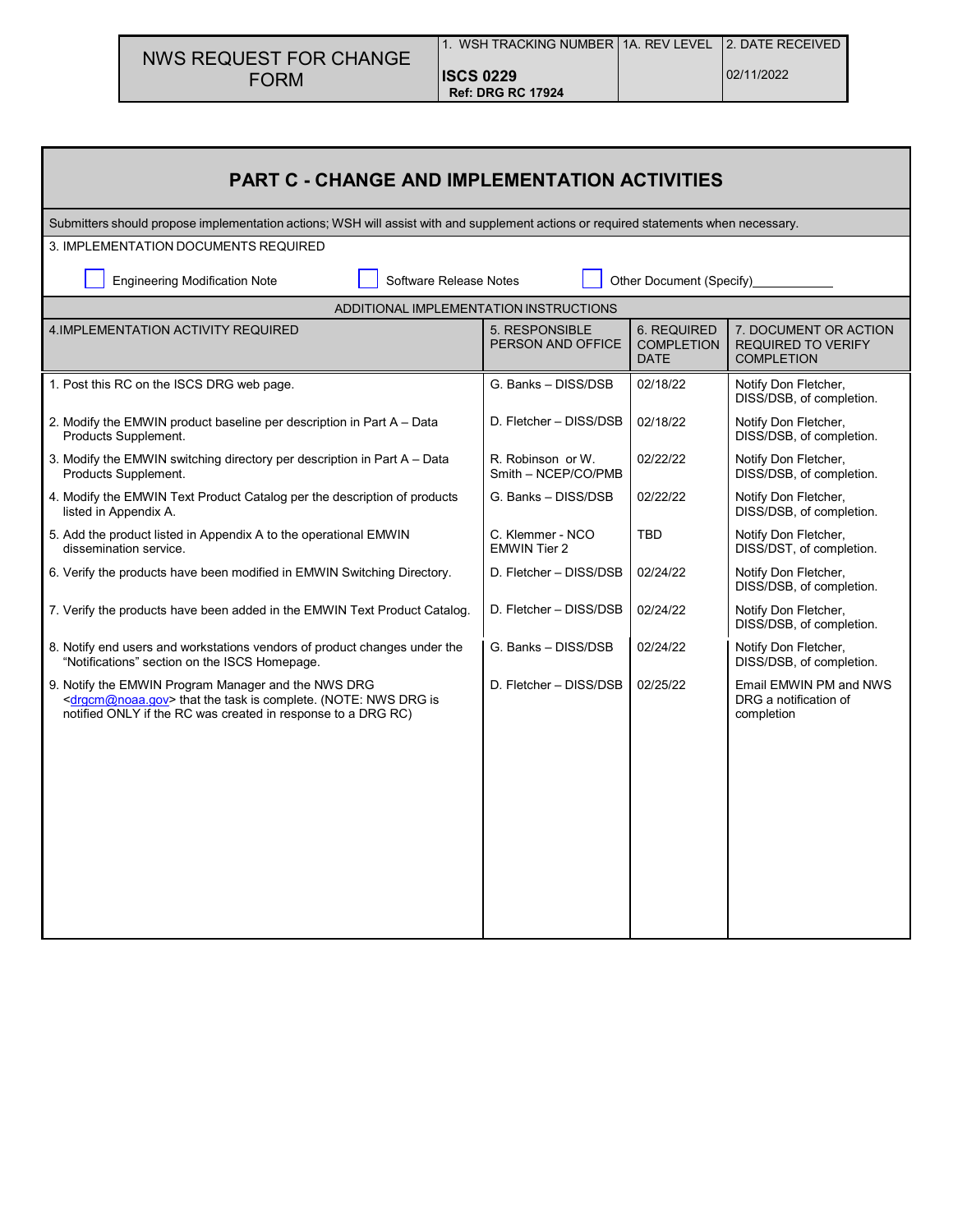| NWS REQUEST FOR CHANGE FORM | 1. WSH TRACKING NUMBER | 1A. REV LEVEL | 2. DATE RECEIVED |
|---|---|---|---|
| | **ISCS 0229** **Ref: DRG RC 17924** | | 02/11/2022 |

## PART C - CHANGE AND IMPLEMENTATION ACTIVITIES

Submitters should propose implementation actions; WSH will assist with and supplement actions or required statements when necessary.

3. IMPLEMENTATION DOCUMENTS REQUIRED

☐ Engineering Modification Note ☐ Software Release Notes ☐ Other Document (Specify)___________

ADDITIONAL IMPLEMENTATION INSTRUCTIONS

| 4.IMPLEMENTATION ACTIVITY REQUIRED | 5. RESPONSIBLE PERSON AND OFFICE | 6. REQUIRED COMPLETION DATE | 7. DOCUMENT OR ACTION REQUIRED TO VERIFY COMPLETION |
|---|---|---|---|
| 1. Post this RC on the ISCS DRG web page. | G. Banks – DISS/DSB | 02/18/22 | Notify Don Fletcher, DISS/DSB, of completion. |
| 2. Modify the EMWIN product baseline per description in Part A – Data Products Supplement. | D. Fletcher – DISS/DSB | 02/18/22 | Notify Don Fletcher, DISS/DSB, of completion. |
| 3. Modify the EMWIN switching directory per description in Part A – Data Products Supplement. | R. Robinson or W. Smith – NCEP/CO/PMB | 02/22/22 | Notify Don Fletcher, DISS/DSB, of completion. |
| 4. Modify the EMWIN Text Product Catalog per the description of products listed in Appendix A. | G. Banks – DISS/DSB | 02/22/22 | Notify Don Fletcher, DISS/DSB, of completion. |
| 5. Add the product listed in Appendix A to the operational EMWIN dissemination service. | C. Klemmer - NCO EMWIN Tier 2 | TBD | Notify Don Fletcher, DISS/DST, of completion. |
| 6. Verify the products have been modified in EMWIN Switching Directory. | D. Fletcher – DISS/DSB | 02/24/22 | Notify Don Fletcher, DISS/DSB, of completion. |
| 7. Verify the products have been added in the EMWIN Text Product Catalog. | D. Fletcher – DISS/DSB | 02/24/22 | Notify Don Fletcher, DISS/DSB, of completion. |
| 8. Notify end users and workstations vendors of product changes under the "Notifications" section on the ISCS Homepage. | G. Banks – DISS/DSB | 02/24/22 | Notify Don Fletcher, DISS/DSB, of completion. |
| 9. Notify the EMWIN Program Manager and the NWS DRG <drgcm@noaa.gov> that the task is complete. (NOTE: NWS DRG is notified ONLY if the RC was created in response to a DRG RC) | D. Fletcher – DISS/DSB | 02/25/22 | Email EMWIN PM and NWS DRG a notification of completion |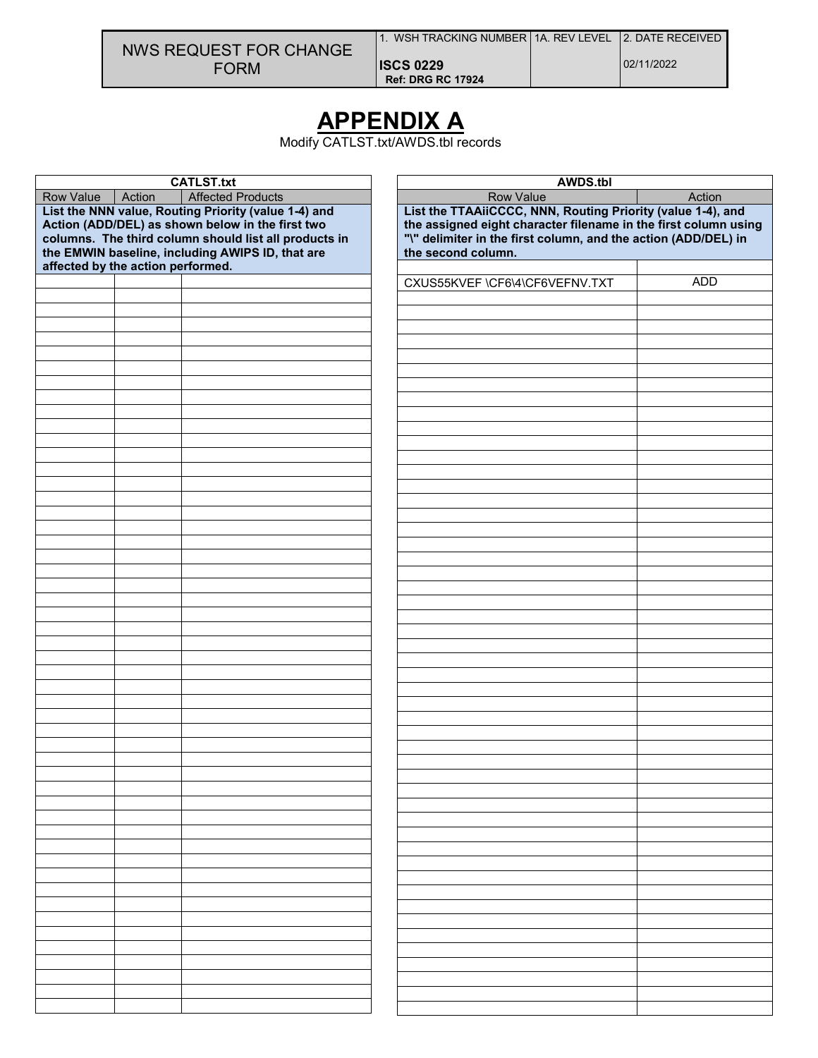| NWS REQUEST FOR CHANGE FORM | 1. WSH TRACKING NUMBER | 1A. REV LEVEL | 2. DATE RECEIVED |
|---|---|---|---|
| | **ISCS 0229** **Ref: DRG RC 17924** | | 02/11/2022 |

# APPENDIX A

Modify CATLST.txt/AWDS.tbl records

| **CATLST.txt** | | |
|---|---|---|
| Row Value | Action | Affected Products |
| **List the NNN value, Routing Priority (value 1-4) and Action (ADD/DEL) as shown below in the first two columns. The third column should list all products in the EMWIN baseline, including AWIPS ID, that are affected by the action performed.** | | |
| | | |

| **AWDS.tbl** | |
|---|---|
| Row Value | Action |
| **List the TTAAiiCCCC, NNN, Routing Priority (value 1-4), and the assigned eight character filename in the first column using "\" delimiter in the first column, and the action (ADD/DEL) in the second column.** | |
| | |
| CXUS55KVEF \CF6\4\CF6VEFNV.TXT | ADD |